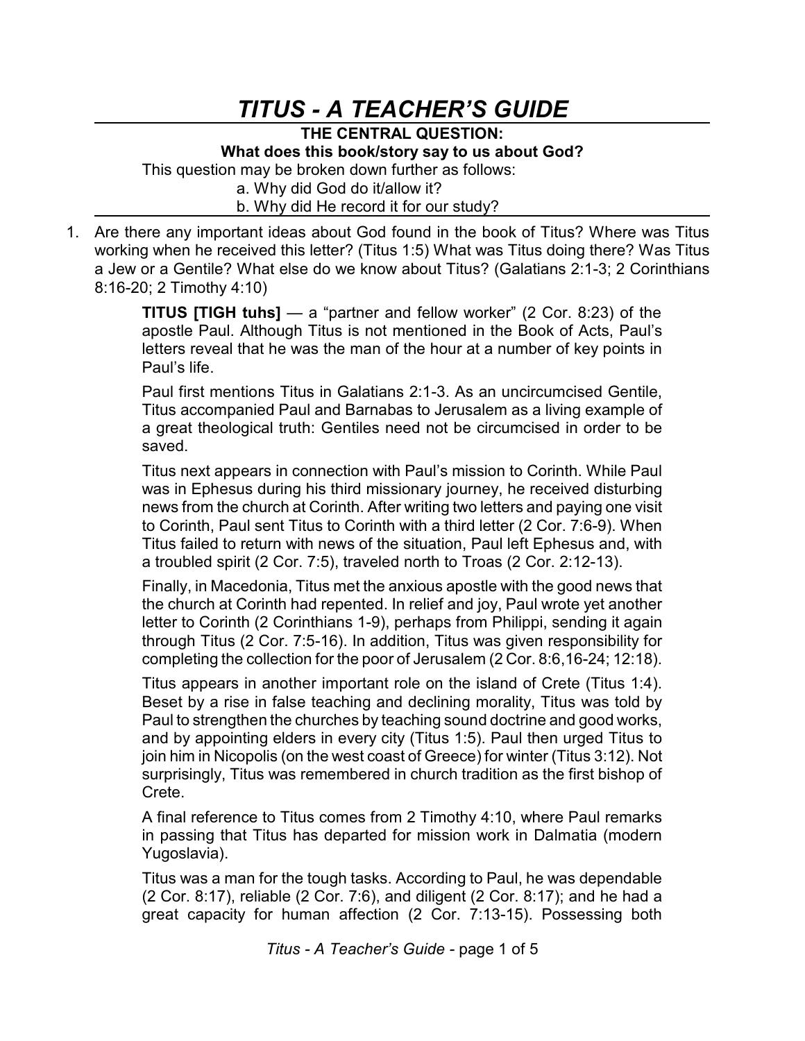# *TITUS - A TEACHER'S GUIDE*

**THE CENTRAL QUESTION:**
**What does this book/story say to us about God?**

This question may be broken down further as follows:

a. Why did God do it/allow it?
b. Why did He record it for our study?

1. Are there any important ideas about God found in the book of Titus? Where was Titus working when he received this letter? (Titus 1:5) What was Titus doing there? Was Titus a Jew or a Gentile? What else do we know about Titus? (Galatians 2:1-3; 2 Corinthians 8:16-20; 2 Timothy 4:10)

   **TITUS [TIGH tuhs]** — a "partner and fellow worker" (2 Cor. 8:23) of the apostle Paul. Although Titus is not mentioned in the Book of Acts, Paul's letters reveal that he was the man of the hour at a number of key points in Paul's life.

   Paul first mentions Titus in Galatians 2:1-3. As an uncircumcised Gentile, Titus accompanied Paul and Barnabas to Jerusalem as a living example of a great theological truth: Gentiles need not be circumcised in order to be saved.

   Titus next appears in connection with Paul's mission to Corinth. While Paul was in Ephesus during his third missionary journey, he received disturbing news from the church at Corinth. After writing two letters and paying one visit to Corinth, Paul sent Titus to Corinth with a third letter (2 Cor. 7:6-9). When Titus failed to return with news of the situation, Paul left Ephesus and, with a troubled spirit (2 Cor. 7:5), traveled north to Troas (2 Cor. 2:12-13).

   Finally, in Macedonia, Titus met the anxious apostle with the good news that the church at Corinth had repented. In relief and joy, Paul wrote yet another letter to Corinth (2 Corinthians 1-9), perhaps from Philippi, sending it again through Titus (2 Cor. 7:5-16). In addition, Titus was given responsibility for completing the collection for the poor of Jerusalem (2 Cor. 8:6,16-24; 12:18).

   Titus appears in another important role on the island of Crete (Titus 1:4). Beset by a rise in false teaching and declining morality, Titus was told by Paul to strengthen the churches by teaching sound doctrine and good works, and by appointing elders in every city (Titus 1:5). Paul then urged Titus to join him in Nicopolis (on the west coast of Greece) for winter (Titus 3:12). Not surprisingly, Titus was remembered in church tradition as the first bishop of Crete.

   A final reference to Titus comes from 2 Timothy 4:10, where Paul remarks in passing that Titus has departed for mission work in Dalmatia (modern Yugoslavia).

   Titus was a man for the tough tasks. According to Paul, he was dependable (2 Cor. 8:17), reliable (2 Cor. 7:6), and diligent (2 Cor. 8:17); and he had a great capacity for human affection (2 Cor. 7:13-15). Possessing both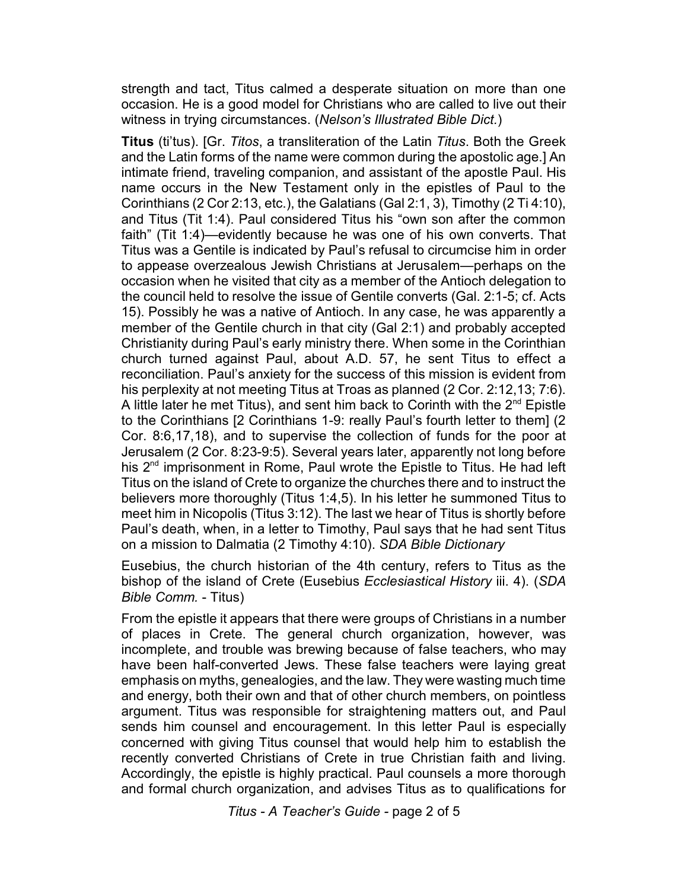strength and tact, Titus calmed a desperate situation on more than one occasion. He is a good model for Christians who are called to live out their witness in trying circumstances. (*Nelson's Illustrated Bible Dict.*)

**Titus** (ti'tus). [Gr. *Titos*, a transliteration of the Latin *Titus*. Both the Greek and the Latin forms of the name were common during the apostolic age.] An intimate friend, traveling companion, and assistant of the apostle Paul. His name occurs in the New Testament only in the epistles of Paul to the Corinthians (2 Cor 2:13, etc.), the Galatians (Gal 2:1, 3), Timothy (2 Ti 4:10), and Titus (Tit 1:4). Paul considered Titus his "own son after the common faith" (Tit 1:4)—evidently because he was one of his own converts. That Titus was a Gentile is indicated by Paul's refusal to circumcise him in order to appease overzealous Jewish Christians at Jerusalem—perhaps on the occasion when he visited that city as a member of the Antioch delegation to the council held to resolve the issue of Gentile converts (Gal. 2:1-5; cf. Acts 15). Possibly he was a native of Antioch. In any case, he was apparently a member of the Gentile church in that city (Gal 2:1) and probably accepted Christianity during Paul's early ministry there. When some in the Corinthian church turned against Paul, about A.D. 57, he sent Titus to effect a reconciliation. Paul's anxiety for the success of this mission is evident from his perplexity at not meeting Titus at Troas as planned (2 Cor. 2:12,13; 7:6). A little later he met Titus), and sent him back to Corinth with the 2nd Epistle to the Corinthians [2 Corinthians 1-9: really Paul's fourth letter to them] (2 Cor. 8:6,17,18), and to supervise the collection of funds for the poor at Jerusalem (2 Cor. 8:23-9:5). Several years later, apparently not long before his 2nd imprisonment in Rome, Paul wrote the Epistle to Titus. He had left Titus on the island of Crete to organize the churches there and to instruct the believers more thoroughly (Titus 1:4,5). In his letter he summoned Titus to meet him in Nicopolis (Titus 3:12). The last we hear of Titus is shortly before Paul's death, when, in a letter to Timothy, Paul says that he had sent Titus on a mission to Dalmatia (2 Timothy 4:10). *SDA Bible Dictionary*

Eusebius, the church historian of the 4th century, refers to Titus as the bishop of the island of Crete (Eusebius *Ecclesiastical History* iii. 4). (*SDA Bible Comm.* - Titus)

From the epistle it appears that there were groups of Christians in a number of places in Crete. The general church organization, however, was incomplete, and trouble was brewing because of false teachers, who may have been half-converted Jews. These false teachers were laying great emphasis on myths, genealogies, and the law. They were wasting much time and energy, both their own and that of other church members, on pointless argument. Titus was responsible for straightening matters out, and Paul sends him counsel and encouragement. In this letter Paul is especially concerned with giving Titus counsel that would help him to establish the recently converted Christians of Crete in true Christian faith and living. Accordingly, the epistle is highly practical. Paul counsels a more thorough and formal church organization, and advises Titus as to qualifications for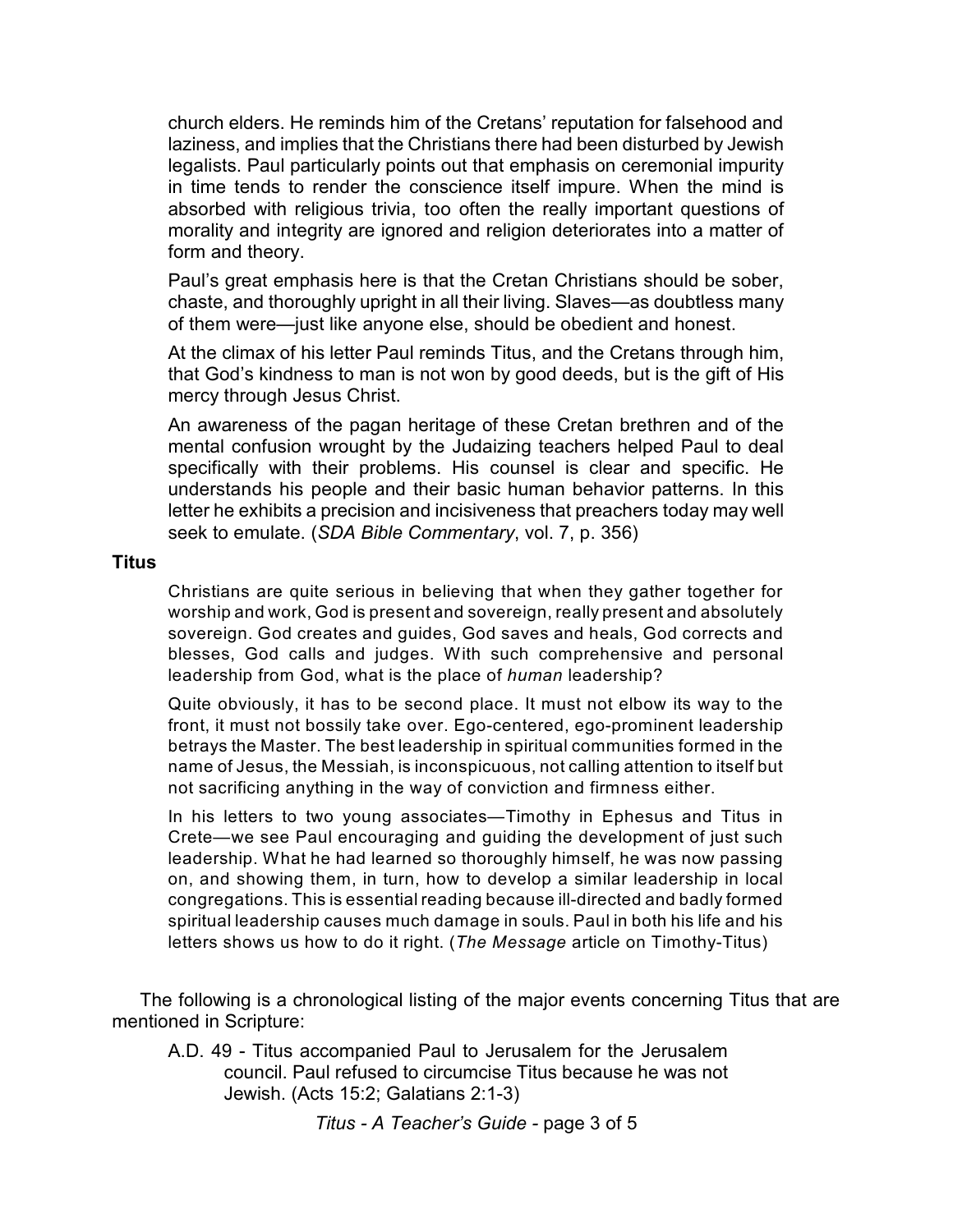church elders. He reminds him of the Cretans' reputation for falsehood and laziness, and implies that the Christians there had been disturbed by Jewish legalists. Paul particularly points out that emphasis on ceremonial impurity in time tends to render the conscience itself impure. When the mind is absorbed with religious trivia, too often the really important questions of morality and integrity are ignored and religion deteriorates into a matter of form and theory.

> Paul's great emphasis here is that the Cretan Christians should be sober, chaste, and thoroughly upright in all their living. Slaves—as doubtless many of them were—just like anyone else, should be obedient and honest.
>
> At the climax of his letter Paul reminds Titus, and the Cretans through him, that God's kindness to man is not won by good deeds, but is the gift of His mercy through Jesus Christ.
>
> An awareness of the pagan heritage of these Cretan brethren and of the mental confusion wrought by the Judaizing teachers helped Paul to deal specifically with their problems. His counsel is clear and specific. He understands his people and their basic human behavior patterns. In this letter he exhibits a precision and incisiveness that preachers today may well seek to emulate. (*SDA Bible Commentary*, vol. 7, p. 356)

**Titus**

> Christians are quite serious in believing that when they gather together for worship and work, God is present and sovereign, really present and absolutely sovereign. God creates and guides, God saves and heals, God corrects and blesses, God calls and judges. With such comprehensive and personal leadership from God, what is the place of *human* leadership?
>
> Quite obviously, it has to be second place. It must not elbow its way to the front, it must not bossily take over. Ego-centered, ego-prominent leadership betrays the Master. The best leadership in spiritual communities formed in the name of Jesus, the Messiah, is inconspicuous, not calling attention to itself but not sacrificing anything in the way of conviction and firmness either.
>
> In his letters to two young associates—Timothy in Ephesus and Titus in Crete—we see Paul encouraging and guiding the development of just such leadership. What he had learned so thoroughly himself, he was now passing on, and showing them, in turn, how to develop a similar leadership in local congregations. This is essential reading because ill-directed and badly formed spiritual leadership causes much damage in souls. Paul in both his life and his letters shows us how to do it right. (*The Message* article on Timothy-Titus)

The following is a chronological listing of the major events concerning Titus that are mentioned in Scripture:

A.D. 49 - Titus accompanied Paul to Jerusalem for the Jerusalem council. Paul refused to circumcise Titus because he was not Jewish. (Acts 15:2; Galatians 2:1-3)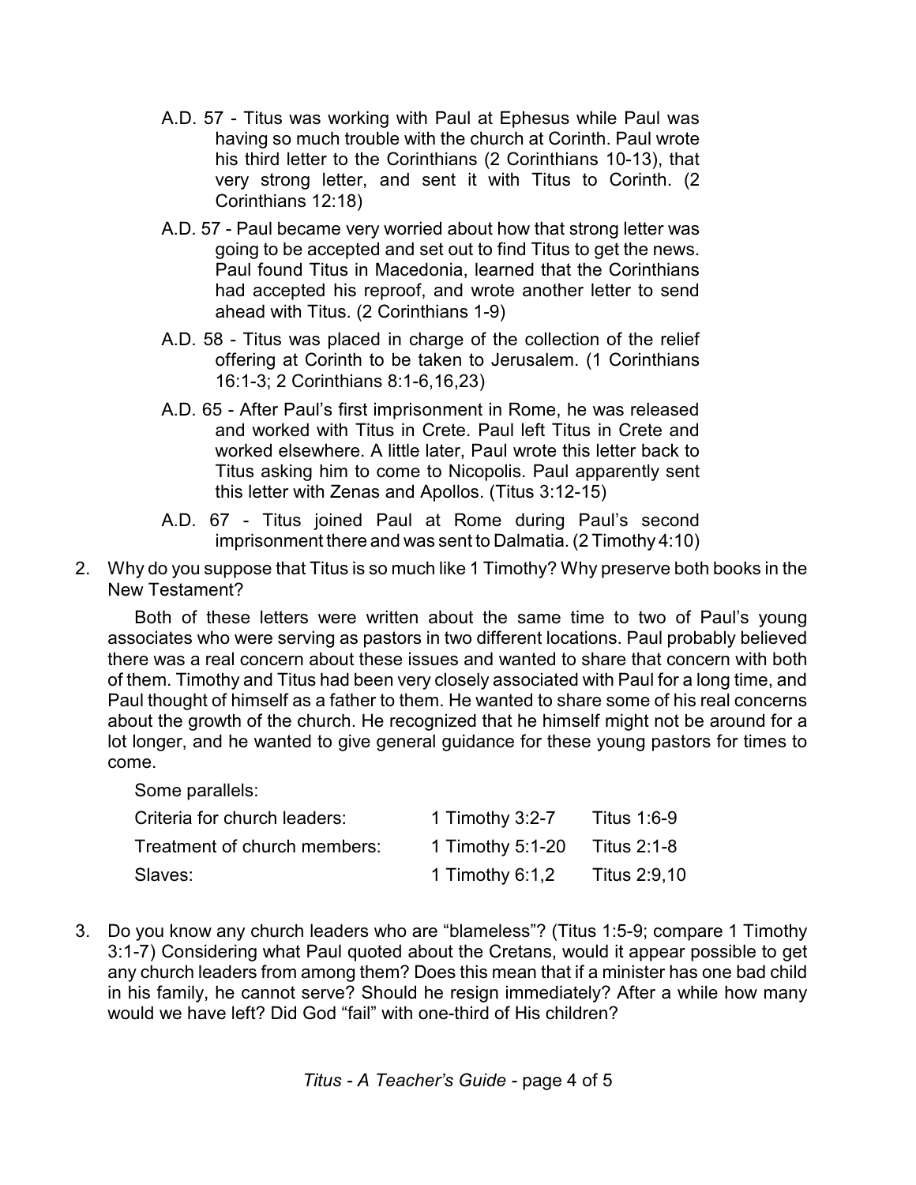A.D. 57 - Titus was working with Paul at Ephesus while Paul was having so much trouble with the church at Corinth. Paul wrote his third letter to the Corinthians (2 Corinthians 10-13), that very strong letter, and sent it with Titus to Corinth. (2 Corinthians 12:18)

A.D. 57 - Paul became very worried about how that strong letter was going to be accepted and set out to find Titus to get the news. Paul found Titus in Macedonia, learned that the Corinthians had accepted his reproof, and wrote another letter to send ahead with Titus. (2 Corinthians 1-9)

A.D. 58 - Titus was placed in charge of the collection of the relief offering at Corinth to be taken to Jerusalem. (1 Corinthians 16:1-3; 2 Corinthians 8:1-6,16,23)

A.D. 65 - After Paul's first imprisonment in Rome, he was released and worked with Titus in Crete. Paul left Titus in Crete and worked elsewhere. A little later, Paul wrote this letter back to Titus asking him to come to Nicopolis. Paul apparently sent this letter with Zenas and Apollos. (Titus 3:12-15)

A.D. 67 - Titus joined Paul at Rome during Paul's second imprisonment there and was sent to Dalmatia. (2 Timothy 4:10)

2. Why do you suppose that Titus is so much like 1 Timothy? Why preserve both books in the New Testament?

   Both of these letters were written about the same time to two of Paul's young associates who were serving as pastors in two different locations. Paul probably believed there was a real concern about these issues and wanted to share that concern with both of them. Timothy and Titus had been very closely associated with Paul for a long time, and Paul thought of himself as a father to them. He wanted to share some of his real concerns about the growth of the church. He recognized that he himself might not be around for a lot longer, and he wanted to give general guidance for these young pastors for times to come.

   Some parallels:

   | | | |
   |---|---|---|
   | Criteria for church leaders: | 1 Timothy 3:2-7 | Titus 1:6-9 |
   | Treatment of church members: | 1 Timothy 5:1-20 | Titus 2:1-8 |
   | Slaves: | 1 Timothy 6:1,2 | Titus 2:9,10 |

3. Do you know any church leaders who are "blameless"? (Titus 1:5-9; compare 1 Timothy 3:1-7) Considering what Paul quoted about the Cretans, would it appear possible to get any church leaders from among them? Does this mean that if a minister has one bad child in his family, he cannot serve? Should he resign immediately? After a while how many would we have left? Did God "fail" with one-third of His children?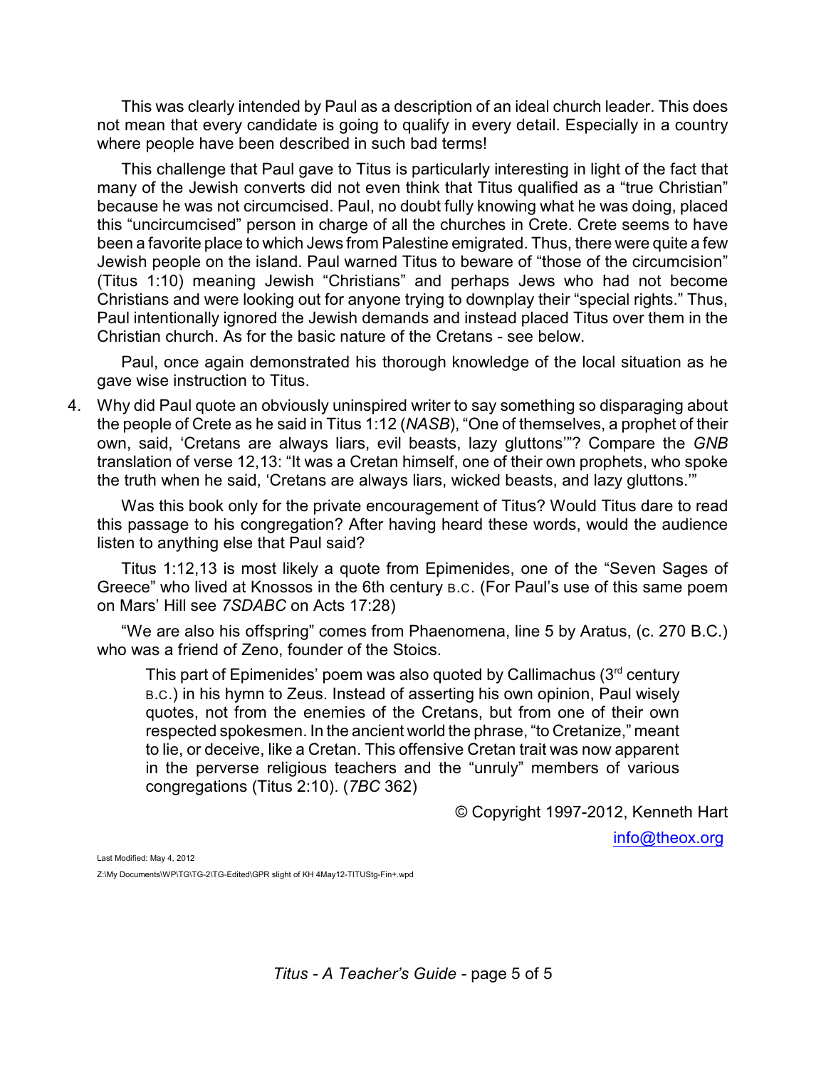This was clearly intended by Paul as a description of an ideal church leader. This does not mean that every candidate is going to qualify in every detail. Especially in a country where people have been described in such bad terms!

This challenge that Paul gave to Titus is particularly interesting in light of the fact that many of the Jewish converts did not even think that Titus qualified as a "true Christian" because he was not circumcised. Paul, no doubt fully knowing what he was doing, placed this "uncircumcised" person in charge of all the churches in Crete. Crete seems to have been a favorite place to which Jews from Palestine emigrated. Thus, there were quite a few Jewish people on the island. Paul warned Titus to beware of "those of the circumcision" (Titus 1:10) meaning Jewish "Christians" and perhaps Jews who had not become Christians and were looking out for anyone trying to downplay their "special rights." Thus, Paul intentionally ignored the Jewish demands and instead placed Titus over them in the Christian church. As for the basic nature of the Cretans - see below.

Paul, once again demonstrated his thorough knowledge of the local situation as he gave wise instruction to Titus.

4. Why did Paul quote an obviously uninspired writer to say something so disparaging about the people of Crete as he said in Titus 1:12 (*NASB*), "One of themselves, a prophet of their own, said, 'Cretans are always liars, evil beasts, lazy gluttons'"? Compare the *GNB* translation of verse 12,13: "It was a Cretan himself, one of their own prophets, who spoke the truth when he said, 'Cretans are always liars, wicked beasts, and lazy gluttons.'"

   Was this book only for the private encouragement of Titus? Would Titus dare to read this passage to his congregation? After having heard these words, would the audience listen to anything else that Paul said?

   Titus 1:12,13 is most likely a quote from Epimenides, one of the "Seven Sages of Greece" who lived at Knossos in the 6th century B.C. (For Paul's use of this same poem on Mars' Hill see *7SDABC* on Acts 17:28)

   "We are also his offspring" comes from Phaenomena, line 5 by Aratus, (c. 270 B.C.) who was a friend of Zeno, founder of the Stoics.

   > This part of Epimenides' poem was also quoted by Callimachus (3rd century B.C.) in his hymn to Zeus. Instead of asserting his own opinion, Paul wisely quotes, not from the enemies of the Cretans, but from one of their own respected spokesmen. In the ancient world the phrase, "to Cretanize," meant to lie, or deceive, like a Cretan. This offensive Cretan trait was now apparent in the perverse religious teachers and the "unruly" members of various congregations (Titus 2:10). (*7BC* 362)

© Copyright 1997-2012, Kenneth Hart

info@theox.org

Last Modified: May 4, 2012

Z:\My Documents\WP\TG\TG-2\TG-Edited\GPR slight of KH 4May12-TITUStg-Fin+.wpd